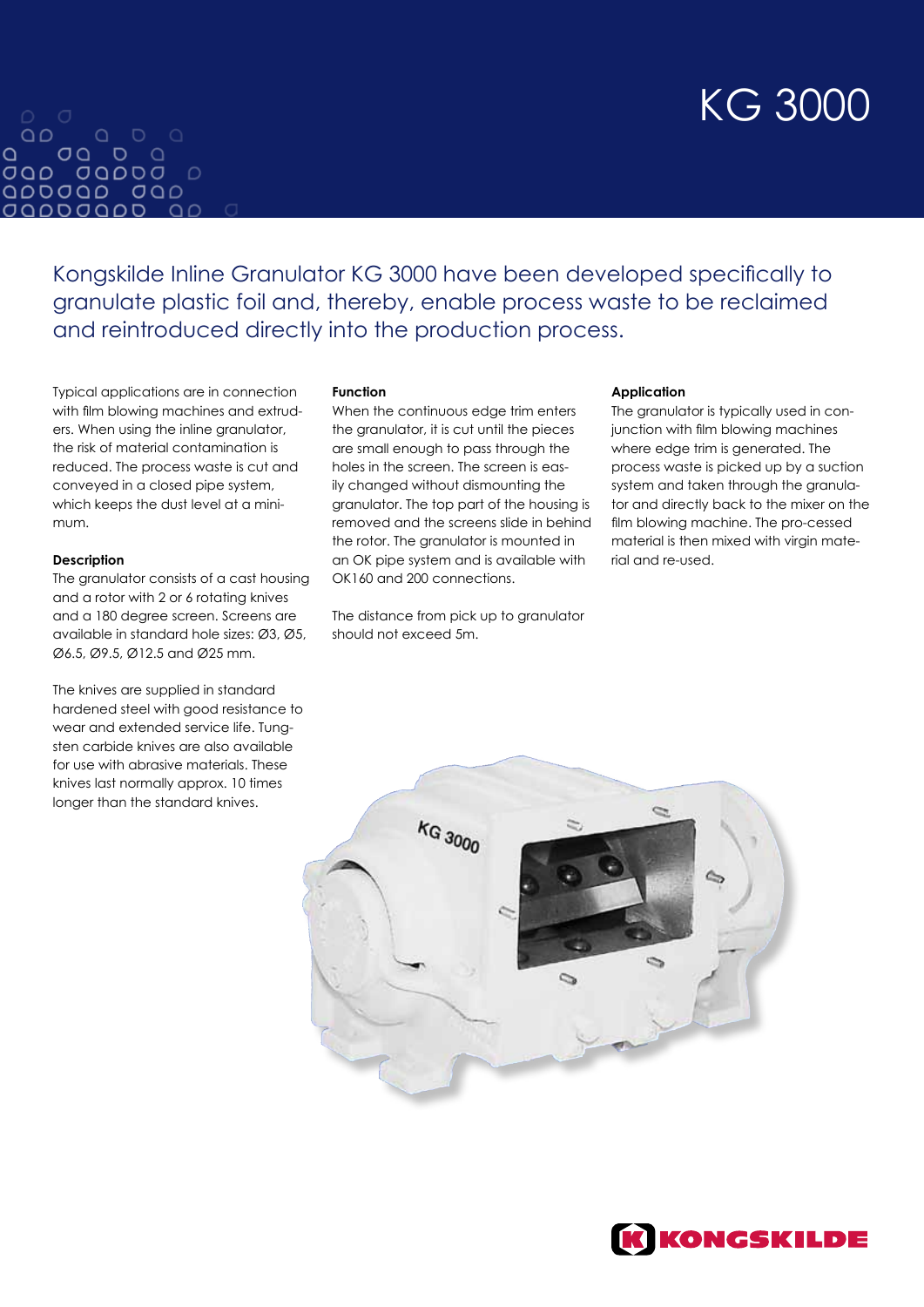# KG 3000

## Kongskilde Inline Granulator KG 3000 have been developed specifically to granulate plastic foil and, thereby, enable process waste to be reclaimed and reintroduced directly into the production process.

Typical applications are in connection with film blowing machines and extruders. When using the inline granulator, the risk of material contamination is reduced. The process waste is cut and conveyed in a closed pipe system, which keeps the dust level at a minimum.

**Description**

The granulator consists of a cast housing and a rotor with 2 or 6 rotating knives and a 180 degree screen. Screens are available in standard hole sizes: Ø3, Ø5, Ø6.5, Ø9.5, Ø12.5 and Ø25 mm.

The knives are supplied in standard hardened steel with good resistance to wear and extended service life. Tungsten carbide knives are also available for use with abrasive materials. These knives last normally approx. 10 times longer than the standard knives.

**Function**

When the continuous edge trim enters the granulator, it is cut until the pieces are small enough to pass through the holes in the screen. The screen is easily changed without dismounting the granulator. The top part of the housing is removed and the screens slide in behind the rotor. The granulator is mounted in an OK pipe system and is available with OK160 and 200 connections.

The distance from pick up to granulator should not exceed 5m.

**Application**

The granulator is typically used in conjunction with film blowing machines where edge trim is generated. The process waste is picked up by a suction system and taken through the granulator and directly back to the mixer on the film blowing machine. The pro-cessed material is then mixed with virgin material and re-used.

KONGSKILDE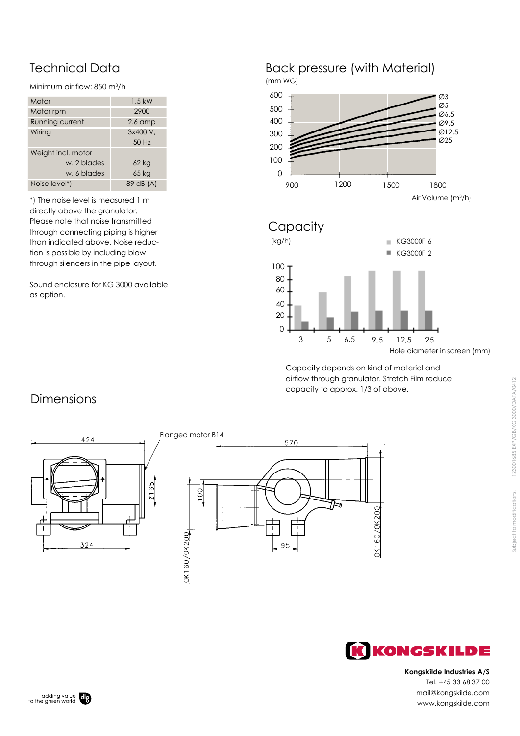## Technical Data

Minimum air flow: 850 m³/h

| | |
|---|---|
| Motor | 1.5 kW |
| Motor rpm | 2900 |
| Running current | 2.6 amp |
| Wiring | 3x400 V, 50 Hz |
| Weight incl. motor | |
| w. 2 blades | 62 kg |
| w. 6 blades | 65 kg |
| Noise level*) | 89 dB (A) |

*) The noise level is measured 1 m directly above the granulator. Please note that noise transmitted through connecting piping is higher than indicated above. Noise reduction is possible by including blow through silencers in the pipe layout.

Sound enclosure for KG 3000 available as option.

## Back pressure (with Material)

(mm WG)

600
500
400
300
200
100
0

900
1200
1500
1800

Air Volume (m³/h)

Ø3
Ø5
Ø6.5
Ø9.5
Ø12.5
Ø25

## Capacity

(kg/h)

KG3000F 6
KG3000F 2

100
80
60
40
20
0

3
5
6,5
9,5
12,5
25

Hole diameter in screen (mm)

Capacity depends on kind of material and airflow through granulator. Stretch Film reduce capacity to approx. 1/3 of above.

## Dimensions

424
324
Flanged motor B14
Ø165
570
100
95
OK160/OK200
OK160/OK200

**Kongskilde Industries A/S**
Tel. +45 33 68 37 00
mail@kongskilde.com
www.kongskilde.com

adding value to the green world

Subject to modifications.

123001685 EXP/GB/KG 3000/DATA/0412